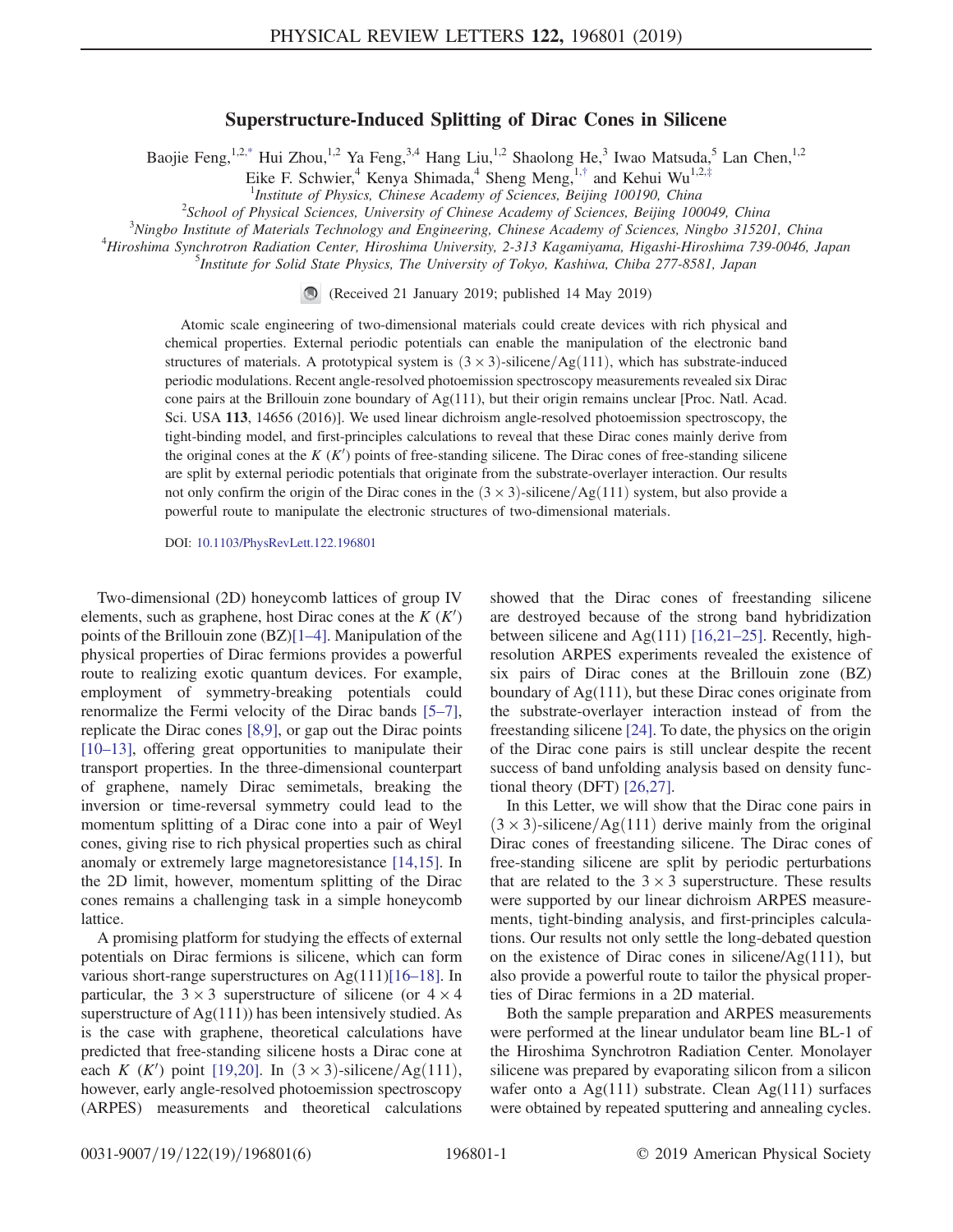# Superstructure-Induced Splitting of Dirac Cones in Silicene

Baojie Feng,[1,2,*] Hui Zhou,[1,2] Ya Feng,[3,4] Hang Liu,[1,2] Shaolong He,[3] Iwao Matsuda,[5] Lan Chen,[1,2] Eike F. Schwier,[4] Kenya Shimada,[4] Sheng Meng,[1,†] and Kehui Wu[1,2,‡]

[1]*Institute of Physics, Chinese Academy of Sciences, Beijing 100190, China*
[2]*School of Physical Sciences, University of Chinese Academy of Sciences, Beijing 100049, China*
[3]*Ningbo Institute of Materials Technology and Engineering, Chinese Academy of Sciences, Ningbo 315201, China*
[4]*Hiroshima Synchrotron Radiation Center, Hiroshima University, 2-313 Kagamiyama, Higashi-Hiroshima 739-0046, Japan*
[5]*Institute for Solid State Physics, The University of Tokyo, Kashiwa, Chiba 277-8581, Japan*

(Received 21 January 2019; published 14 May 2019)

Atomic scale engineering of two-dimensional materials could create devices with rich physical and chemical properties. External periodic potentials can enable the manipulation of the electronic band structures of materials. A prototypical system is $(3 \times 3)$-silicene/Ag(111), which has substrate-induced periodic modulations. Recent angle-resolved photoemission spectroscopy measurements revealed six Dirac cone pairs at the Brillouin zone boundary of Ag(111), but their origin remains unclear [Proc. Natl. Acad. Sci. USA **113**, 14656 (2016)]. We used linear dichroism angle-resolved photoemission spectroscopy, the tight-binding model, and first-principles calculations to reveal that these Dirac cones mainly derive from the original cones at the $K$ ($K'$) points of free-standing silicene. The Dirac cones of free-standing silicene are split by external periodic potentials that originate from the substrate-overlayer interaction. Our results not only confirm the origin of the Dirac cones in the $(3 \times 3)$-silicene/Ag(111) system, but also provide a powerful route to manipulate the electronic structures of two-dimensional materials.

DOI: 10.1103/PhysRevLett.122.196801

Two-dimensional (2D) honeycomb lattices of group IV elements, such as graphene, host Dirac cones at the $K$ ($K'$) points of the Brillouin zone (BZ)[1–4]. Manipulation of the physical properties of Dirac fermions provides a powerful route to realizing exotic quantum devices. For example, employment of symmetry-breaking potentials could renormalize the Fermi velocity of the Dirac bands [5–7], replicate the Dirac cones [8,9], or gap out the Dirac points [10–13], offering great opportunities to manipulate their transport properties. In the three-dimensional counterpart of graphene, namely Dirac semimetals, breaking the inversion or time-reversal symmetry could lead to the momentum splitting of a Dirac cone into a pair of Weyl cones, giving rise to rich physical properties such as chiral anomaly or extremely large magnetoresistance [14,15]. In the 2D limit, however, momentum splitting of the Dirac cones remains a challenging task in a simple honeycomb lattice.

A promising platform for studying the effects of external potentials on Dirac fermions is silicene, which can form various short-range superstructures on Ag(111)[16–18]. In particular, the $3 \times 3$ superstructure of silicene (or $4 \times 4$ superstructure of Ag(111)) has been intensively studied. As is the case with graphene, theoretical calculations have predicted that free-standing silicene hosts a Dirac cone at each $K$ ($K'$) point [19,20]. In $(3 \times 3)$-silicene/Ag(111), however, early angle-resolved photoemission spectroscopy (ARPES) measurements and theoretical calculations showed that the Dirac cones of freestanding silicene are destroyed because of the strong band hybridization between silicene and Ag(111) [16,21–25]. Recently, high-resolution ARPES experiments revealed the existence of six pairs of Dirac cones at the Brillouin zone (BZ) boundary of Ag(111), but these Dirac cones originate from the substrate-overlayer interaction instead of from the freestanding silicene [24]. To date, the physics on the origin of the Dirac cone pairs is still unclear despite the recent success of band unfolding analysis based on density functional theory (DFT) [26,27].

In this Letter, we will show that the Dirac cone pairs in $(3 \times 3)$-silicene/Ag(111) derive mainly from the original Dirac cones of freestanding silicene. The Dirac cones of free-standing silicene are split by periodic perturbations that are related to the $3 \times 3$ superstructure. These results were supported by our linear dichroism ARPES measurements, tight-binding analysis, and first-principles calculations. Our results not only settle the long-debated question on the existence of Dirac cones in silicene/Ag(111), but also provide a powerful route to tailor the physical properties of Dirac fermions in a 2D material.

Both the sample preparation and ARPES measurements were performed at the linear undulator beam line BL-1 of the Hiroshima Synchrotron Radiation Center. Monolayer silicene was prepared by evaporating silicon from a silicon wafer onto a Ag(111) substrate. Clean Ag(111) surfaces were obtained by repeated sputtering and annealing cycles.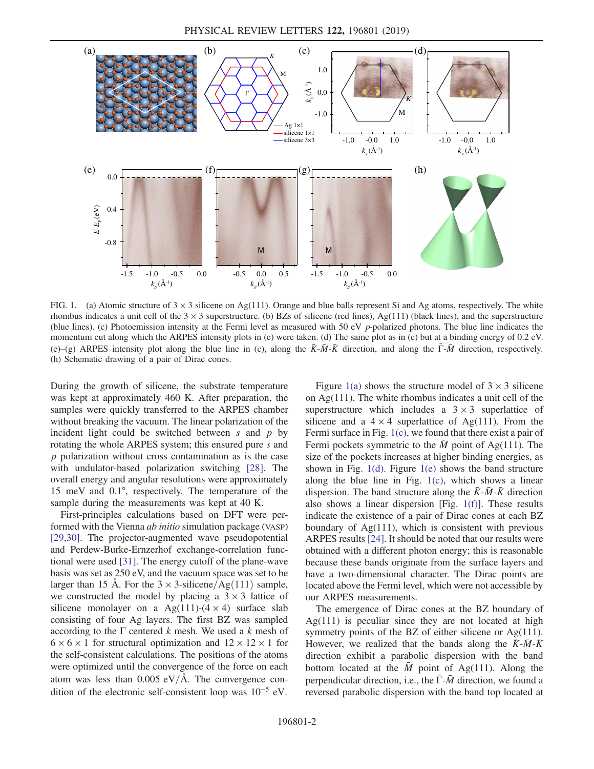FIG. 1. (a) Atomic structure of $3 \times 3$ silicene on Ag(111). Orange and blue balls represent Si and Ag atoms, respectively. The white rhombus indicates a unit cell of the $3 \times 3$ superstructure. (b) BZs of silicene (red lines), Ag(111) (black lines), and the superstructure (blue lines). (c) Photoemission intensity at the Fermi level as measured with 50 eV $p$-polarized photons. The blue line indicates the momentum cut along which the ARPES intensity plots in (e) were taken. (d) The same plot as in (c) but at a binding energy of 0.2 eV. (e)–(g) ARPES intensity plot along the blue line in (c), along the $\bar{K}$-$\bar{M}$-$\bar{K}$ direction, and along the $\bar{\Gamma}$-$\bar{M}$ direction, respectively. (h) Schematic drawing of a pair of Dirac cones.

During the growth of silicene, the substrate temperature was kept at approximately 460 K. After preparation, the samples were quickly transferred to the ARPES chamber without breaking the vacuum. The linear polarization of the incident light could be switched between $s$ and $p$ by rotating the whole ARPES system; this ensured pure $s$ and $p$ polarization without cross contamination as is the case with undulator-based polarization switching [28]. The overall energy and angular resolutions were approximately 15 meV and 0.1°, respectively. The temperature of the sample during the measurements was kept at 40 K.

First-principles calculations based on DFT were performed with the Vienna *ab initio* simulation package (VASP) [29,30]. The projector-augmented wave pseudopotential and Perdew-Burke-Ernzerhof exchange-correlation functional were used [31]. The energy cutoff of the plane-wave basis was set as 250 eV, and the vacuum space was set to be larger than 15 Å. For the $3 \times 3$-silicene/Ag(111) sample, we constructed the model by placing a $3 \times 3$ lattice of silicene monolayer on a Ag(111)-$(4 \times 4)$ surface slab consisting of four Ag layers. The first BZ was sampled according to the Γ centered $k$ mesh. We used a $k$ mesh of $6 \times 6 \times 1$ for structural optimization and $12 \times 12 \times 1$ for the self-consistent calculations. The positions of the atoms were optimized until the convergence of the force on each atom was less than 0.005 eV/Å. The convergence condition of the electronic self-consistent loop was $10^{-5}$ eV.

Figure 1(a) shows the structure model of $3 \times 3$ silicene on Ag(111). The white rhombus indicates a unit cell of the superstructure which includes a $3 \times 3$ superlattice of silicene and a $4 \times 4$ superlattice of Ag(111). From the Fermi surface in Fig. 1(c), we found that there exist a pair of Fermi pockets symmetric to the $\bar{M}$ point of Ag(111). The size of the pockets increases at higher binding energies, as shown in Fig. 1(d). Figure 1(e) shows the band structure along the blue line in Fig. 1(c), which shows a linear dispersion. The band structure along the $\bar{K}$-$\bar{M}$-$\bar{K}$ direction also shows a linear dispersion [Fig. 1(f)]. These results indicate the existence of a pair of Dirac cones at each BZ boundary of Ag(111), which is consistent with previous ARPES results [24]. It should be noted that our results were obtained with a different photon energy; this is reasonable because these bands originate from the surface layers and have a two-dimensional character. The Dirac points are located above the Fermi level, which were not accessible by our ARPES measurements.

The emergence of Dirac cones at the BZ boundary of Ag(111) is peculiar since they are not located at high symmetry points of the BZ of either silicene or Ag(111). However, we realized that the bands along the $\bar{K}$-$\bar{M}$-$\bar{K}$ direction exhibit a parabolic dispersion with the band bottom located at the $\bar{M}$ point of Ag(111). Along the perpendicular direction, i.e., the $\bar{\Gamma}$-$\bar{M}$ direction, we found a reversed parabolic dispersion with the band top located at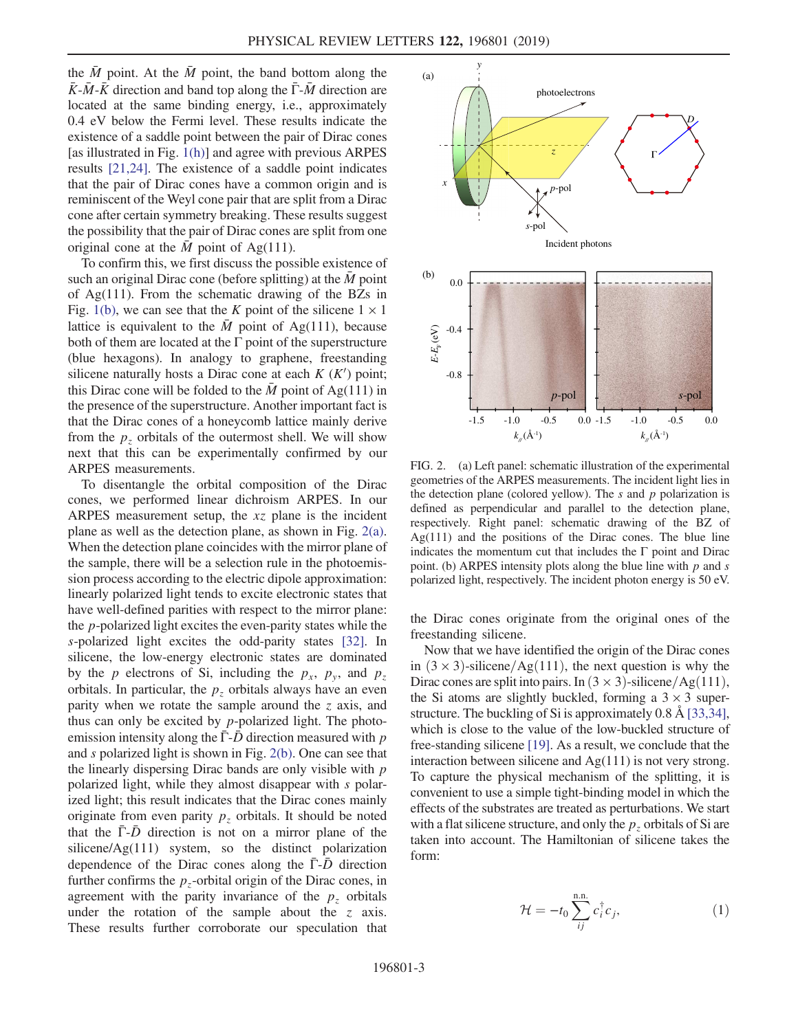the $\bar{M}$ point. At the $\bar{M}$ point, the band bottom along the $\bar{K}$-$\bar{M}$-$\bar{K}$ direction and band top along the $\bar{\Gamma}$-$\bar{M}$ direction are located at the same binding energy, i.e., approximately 0.4 eV below the Fermi level. These results indicate the existence of a saddle point between the pair of Dirac cones [as illustrated in Fig. 1(h)] and agree with previous ARPES results [21,24]. The existence of a saddle point indicates that the pair of Dirac cones have a common origin and is reminiscent of the Weyl cone pair that are split from a Dirac cone after certain symmetry breaking. These results suggest the possibility that the pair of Dirac cones are split from one original cone at the $\bar{M}$ point of Ag(111).

To confirm this, we first discuss the possible existence of such an original Dirac cone (before splitting) at the $\bar{M}$ point of Ag(111). From the schematic drawing of the BZs in Fig. 1(b), we can see that the $K$ point of the silicene $1 \times 1$ lattice is equivalent to the $\bar{M}$ point of Ag(111), because both of them are located at the $\Gamma$ point of the superstructure (blue hexagons). In analogy to graphene, freestanding silicene naturally hosts a Dirac cone at each $K$ ($K'$) point; this Dirac cone will be folded to the $\bar{M}$ point of Ag(111) in the presence of the superstructure. Another important fact is that the Dirac cones of a honeycomb lattice mainly derive from the $p_z$ orbitals of the outermost shell. We will show next that this can be experimentally confirmed by our ARPES measurements.

To disentangle the orbital composition of the Dirac cones, we performed linear dichroism ARPES. In our ARPES measurement setup, the $xz$ plane is the incident plane as well as the detection plane, as shown in Fig. 2(a). When the detection plane coincides with the mirror plane of the sample, there will be a selection rule in the photoemission process according to the electric dipole approximation: linearly polarized light tends to excite electronic states that have well-defined parities with respect to the mirror plane: the $p$-polarized light excites the even-parity states while the $s$-polarized light excites the odd-parity states [32]. In silicene, the low-energy electronic states are dominated by the $p$ electrons of Si, including the $p_x$, $p_y$, and $p_z$ orbitals. In particular, the $p_z$ orbitals always have an even parity when we rotate the sample around the $z$ axis, and thus can only be excited by $p$-polarized light. The photoemission intensity along the $\bar{\Gamma}$-$\bar{D}$ direction measured with $p$ and $s$ polarized light is shown in Fig. 2(b). One can see that the linearly dispersing Dirac bands are only visible with $p$ polarized light, while they almost disappear with $s$ polarized light; this result indicates that the Dirac cones mainly originate from even parity $p_z$ orbitals. It should be noted that the $\bar{\Gamma}$-$\bar{D}$ direction is not on a mirror plane of the silicene/Ag(111) system, so the distinct polarization dependence of the Dirac cones along the $\bar{\Gamma}$-$\bar{D}$ direction further confirms the $p_z$-orbital origin of the Dirac cones, in agreement with the parity invariance of the $p_z$ orbitals under the rotation of the sample about the $z$ axis. These results further corroborate our speculation that the Dirac cones originate from the original ones of the freestanding silicene.

FIG. 2. (a) Left panel: schematic illustration of the experimental geometries of the ARPES measurements. The incident light lies in the detection plane (colored yellow). The $s$ and $p$ polarization is defined as perpendicular and parallel to the detection plane, respectively. Right panel: schematic drawing of the BZ of Ag(111) and the positions of the Dirac cones. The blue line indicates the momentum cut that includes the $\Gamma$ point and Dirac point. (b) ARPES intensity plots along the blue line with $p$ and $s$ polarized light, respectively. The incident photon energy is 50 eV.

Now that we have identified the origin of the Dirac cones in $(3 \times 3)$-silicene/Ag(111), the next question is why the Dirac cones are split into pairs. In $(3 \times 3)$-silicene/Ag(111), the Si atoms are slightly buckled, forming a $3 \times 3$ superstructure. The buckling of Si is approximately 0.8 Å [33,34], which is close to the value of the low-buckled structure of free-standing silicene [19]. As a result, we conclude that the interaction between silicene and Ag(111) is not very strong. To capture the physical mechanism of the splitting, it is convenient to use a simple tight-binding model in which the effects of the substrates are treated as perturbations. We start with a flat silicene structure, and only the $p_z$ orbitals of Si are taken into account. The Hamiltonian of silicene takes the form:

$$\mathcal{H} = -t_0 \sum_{ij}^{\text{n.n.}} c_i^\dagger c_j, \tag{1}$$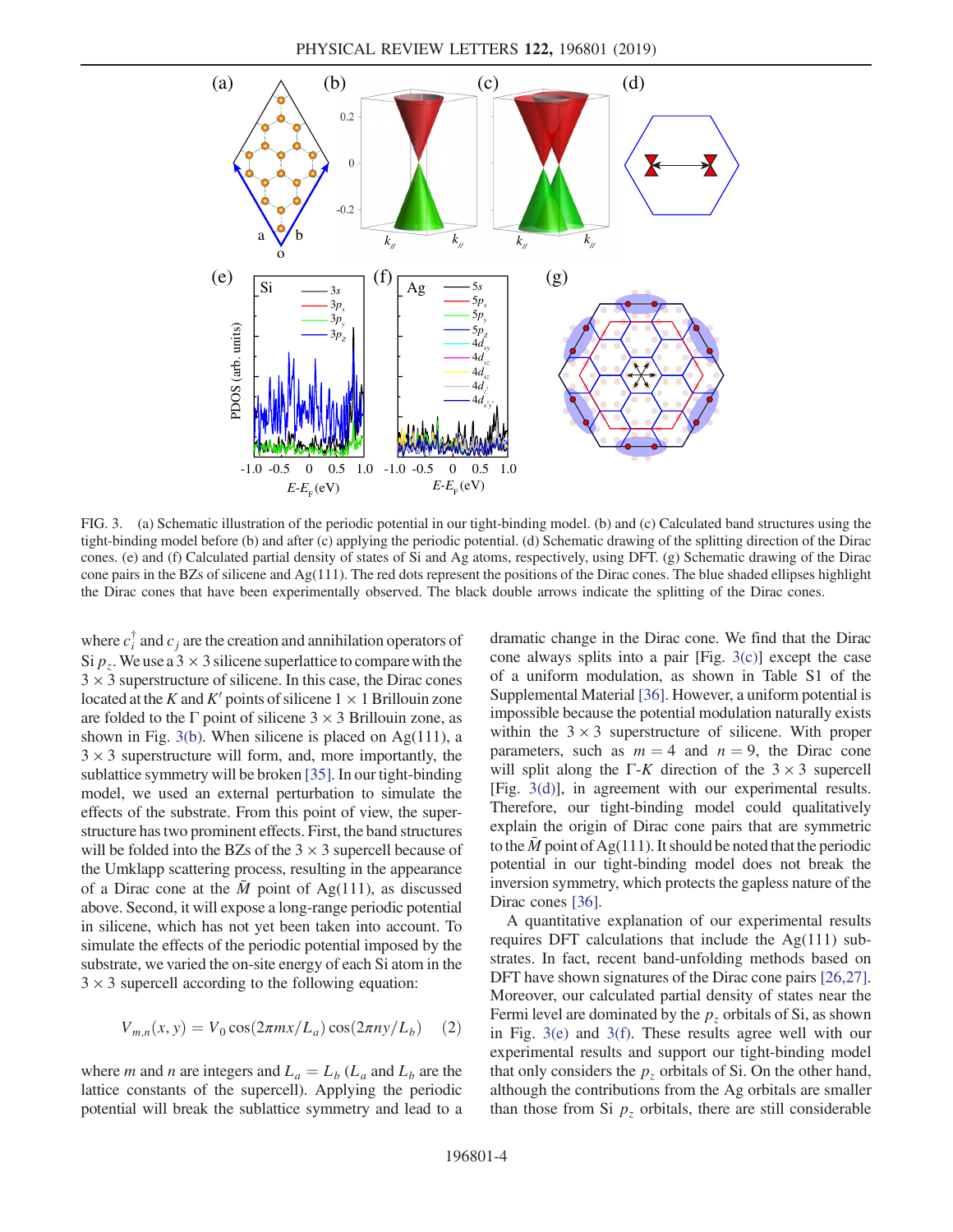FIG. 3. (a) Schematic illustration of the periodic potential in our tight-binding model. (b) and (c) Calculated band structures using the tight-binding model before (b) and after (c) applying the periodic potential. (d) Schematic drawing of the splitting direction of the Dirac cones. (e) and (f) Calculated partial density of states of Si and Ag atoms, respectively, using DFT. (g) Schematic drawing of the Dirac cone pairs in the BZs of silicene and Ag(111). The red dots represent the positions of the Dirac cones. The blue shaded ellipses highlight the Dirac cones that have been experimentally observed. The black double arrows indicate the splitting of the Dirac cones.

where $c_i^\dagger$ and $c_j$ are the creation and annihilation operators of Si $p_z$. We use a $3 \times 3$ silicene superlattice to compare with the $3 \times 3$ superstructure of silicene. In this case, the Dirac cones located at the $K$ and $K'$ points of silicene $1 \times 1$ Brillouin zone are folded to the $\Gamma$ point of silicene $3 \times 3$ Brillouin zone, as shown in Fig. 3(b). When silicene is placed on Ag(111), a $3 \times 3$ superstructure will form, and, more importantly, the sublattice symmetry will be broken [35]. In our tight-binding model, we used an external perturbation to simulate the effects of the substrate. From this point of view, the superstructure has two prominent effects. First, the band structures will be folded into the BZs of the $3 \times 3$ supercell because of the Umklapp scattering process, resulting in the appearance of a Dirac cone at the $\bar{M}$ point of Ag(111), as discussed above. Second, it will expose a long-range periodic potential in silicene, which has not yet been taken into account. To simulate the effects of the periodic potential imposed by the substrate, we varied the on-site energy of each Si atom in the $3 \times 3$ supercell according to the following equation:

$$V_{m,n}(x, y) = V_0 \cos(2\pi m x / L_a) \cos(2\pi n y / L_b) \quad (2)$$

where $m$ and $n$ are integers and $L_a = L_b$ ($L_a$ and $L_b$ are the lattice constants of the supercell). Applying the periodic potential will break the sublattice symmetry and lead to a dramatic change in the Dirac cone. We find that the Dirac cone always splits into a pair [Fig. 3(c)] except the case of a uniform modulation, as shown in Table S1 of the Supplemental Material [36]. However, a uniform potential is impossible because the potential modulation naturally exists within the $3 \times 3$ superstructure of silicene. With proper parameters, such as $m = 4$ and $n = 9$, the Dirac cone will split along the $\Gamma$-$K$ direction of the $3 \times 3$ supercell [Fig. 3(d)], in agreement with our experimental results. Therefore, our tight-binding model could qualitatively explain the origin of Dirac cone pairs that are symmetric to the $\bar{M}$ point of Ag(111). It should be noted that the periodic potential in our tight-binding model does not break the inversion symmetry, which protects the gapless nature of the Dirac cones [36].

A quantitative explanation of our experimental results requires DFT calculations that include the Ag(111) substrates. In fact, recent band-unfolding methods based on DFT have shown signatures of the Dirac cone pairs [26,27]. Moreover, our calculated partial density of states near the Fermi level are dominated by the $p_z$ orbitals of Si, as shown in Fig. 3(e) and 3(f). These results agree well with our experimental results and support our tight-binding model that only considers the $p_z$ orbitals of Si. On the other hand, although the contributions from the Ag orbitals are smaller than those from Si $p_z$ orbitals, there are still considerable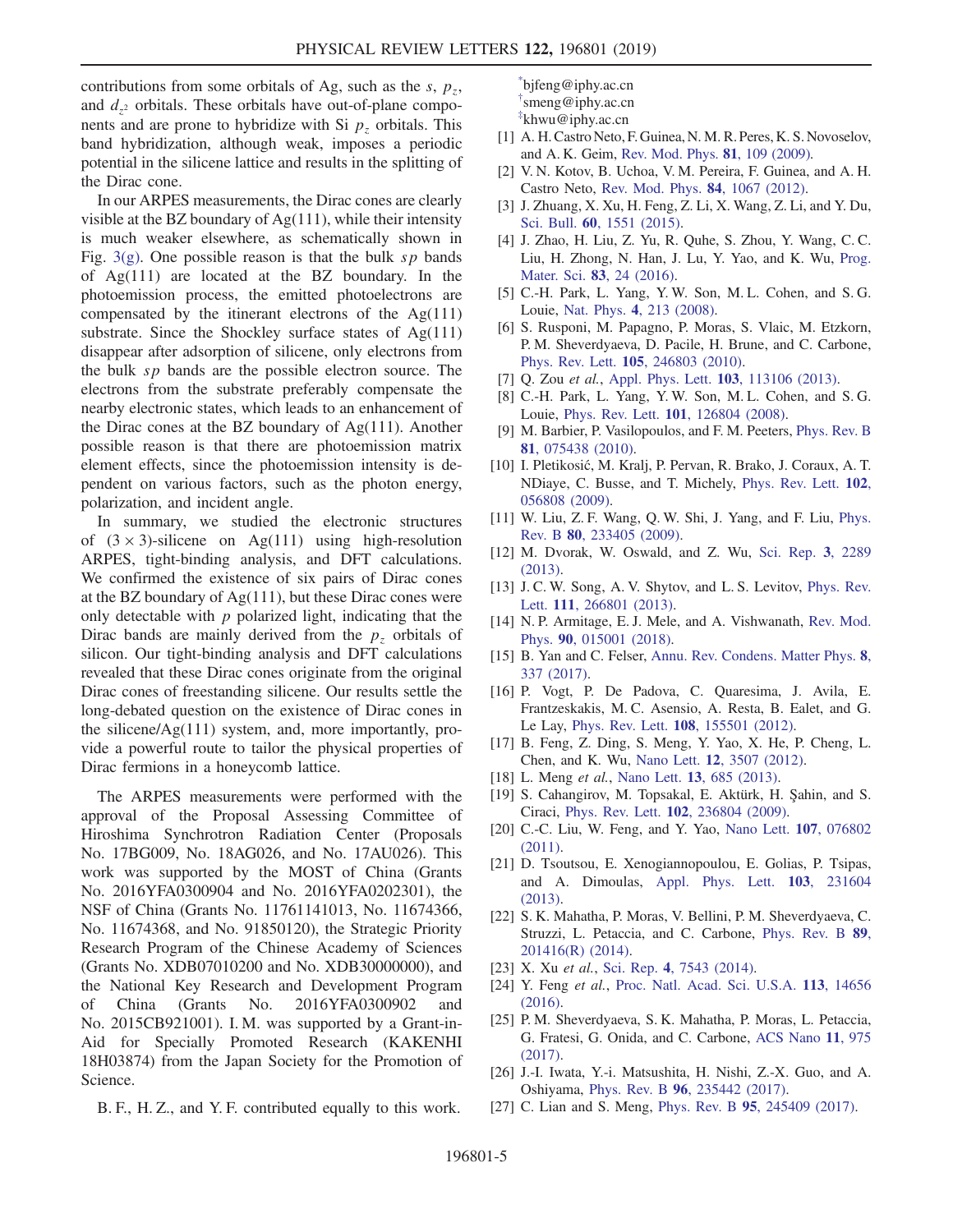contributions from some orbitals of Ag, such as the $s$, $p_z$, and $d_{z^2}$ orbitals. These orbitals have out-of-plane components and are prone to hybridize with Si $p_z$ orbitals. This band hybridization, although weak, imposes a periodic potential in the silicene lattice and results in the splitting of the Dirac cone.

In our ARPES measurements, the Dirac cones are clearly visible at the BZ boundary of Ag(111), while their intensity is much weaker elsewhere, as schematically shown in Fig. 3(g). One possible reason is that the bulk $sp$ bands of Ag(111) are located at the BZ boundary. In the photoemission process, the emitted photoelectrons are compensated by the itinerant electrons of the Ag(111) substrate. Since the Shockley surface states of Ag(111) disappear after adsorption of silicene, only electrons from the bulk $sp$ bands are the possible electron source. The electrons from the substrate preferably compensate the nearby electronic states, which leads to an enhancement of the Dirac cones at the BZ boundary of Ag(111). Another possible reason is that there are photoemission matrix element effects, since the photoemission intensity is dependent on various factors, such as the photon energy, polarization, and incident angle.

In summary, we studied the electronic structures of $(3 \times 3)$-silicene on Ag(111) using high-resolution ARPES, tight-binding analysis, and DFT calculations. We confirmed the existence of six pairs of Dirac cones at the BZ boundary of Ag(111), but these Dirac cones were only detectable with $p$ polarized light, indicating that the Dirac bands are mainly derived from the $p_z$ orbitals of silicon. Our tight-binding analysis and DFT calculations revealed that these Dirac cones originate from the original Dirac cones of freestanding silicene. Our results settle the long-debated question on the existence of Dirac cones in the silicene/Ag(111) system, and, more importantly, provide a powerful route to tailor the physical properties of Dirac fermions in a honeycomb lattice.

The ARPES measurements were performed with the approval of the Proposal Assessing Committee of Hiroshima Synchrotron Radiation Center (Proposals No. 17BG009, No. 18AG026, and No. 17AU026). This work was supported by the MOST of China (Grants No. 2016YFA0300904 and No. 2016YFA0202301), the NSF of China (Grants No. 11761141013, No. 11674366, No. 11674368, and No. 91850120), the Strategic Priority Research Program of the Chinese Academy of Sciences (Grants No. XDB07010200 and No. XDB30000000), and the National Key Research and Development Program of China (Grants No. 2016YFA0300902 and No. 2015CB921001). I. M. was supported by a Grant-in-Aid for Specially Promoted Research (KAKENHI 18H03874) from the Japan Society for the Promotion of Science.

B. F., H. Z., and Y. F. contributed equally to this work.

[*]bjfeng@iphy.ac.cn
[†]smeng@iphy.ac.cn
[‡]khwu@iphy.ac.cn

[1] A. H. Castro Neto, F. Guinea, N. M. R. Peres, K. S. Novoselov, and A. K. Geim, Rev. Mod. Phys. **81**, 109 (2009).

[2] V. N. Kotov, B. Uchoa, V. M. Pereira, F. Guinea, and A. H. Castro Neto, Rev. Mod. Phys. **84**, 1067 (2012).

[3] J. Zhuang, X. Xu, H. Feng, Z. Li, X. Wang, Z. Li, and Y. Du, Sci. Bull. **60**, 1551 (2015).

[4] J. Zhao, H. Liu, Z. Yu, R. Quhe, S. Zhou, Y. Wang, C. C. Liu, H. Zhong, N. Han, J. Lu, Y. Yao, and K. Wu, Prog. Mater. Sci. **83**, 24 (2016).

[5] C.-H. Park, L. Yang, Y. W. Son, M. L. Cohen, and S. G. Louie, Nat. Phys. **4**, 213 (2008).

[6] S. Rusponi, M. Papagno, P. Moras, S. Vlaic, M. Etzkorn, P. M. Sheverdyaeva, D. Pacile, H. Brune, and C. Carbone, Phys. Rev. Lett. **105**, 246803 (2010).

[7] Q. Zou *et al.*, Appl. Phys. Lett. **103**, 113106 (2013).

[8] C.-H. Park, L. Yang, Y. W. Son, M. L. Cohen, and S. G. Louie, Phys. Rev. Lett. **101**, 126804 (2008).

[9] M. Barbier, P. Vasilopoulos, and F. M. Peeters, Phys. Rev. B **81**, 075438 (2010).

[10] I. Pletikosić, M. Kralj, P. Pervan, R. Brako, J. Coraux, A. T. NDiaye, C. Busse, and T. Michely, Phys. Rev. Lett. **102**, 056808 (2009).

[11] W. Liu, Z. F. Wang, Q. W. Shi, J. Yang, and F. Liu, Phys. Rev. B **80**, 233405 (2009).

[12] M. Dvorak, W. Oswald, and Z. Wu, Sci. Rep. **3**, 2289 (2013).

[13] J. C. W. Song, A. V. Shytov, and L. S. Levitov, Phys. Rev. Lett. **111**, 266801 (2013).

[14] N. P. Armitage, E. J. Mele, and A. Vishwanath, Rev. Mod. Phys. **90**, 015001 (2018).

[15] B. Yan and C. Felser, Annu. Rev. Condens. Matter Phys. **8**, 337 (2017).

[16] P. Vogt, P. De Padova, C. Quaresima, J. Avila, E. Frantzeskakis, M. C. Asensio, A. Resta, B. Ealet, and G. Le Lay, Phys. Rev. Lett. **108**, 155501 (2012).

[17] B. Feng, Z. Ding, S. Meng, Y. Yao, X. He, P. Cheng, L. Chen, and K. Wu, Nano Lett. **12**, 3507 (2012).

[18] L. Meng *et al.*, Nano Lett. **13**, 685 (2013).

[19] S. Cahangirov, M. Topsakal, E. Aktürk, H. Şahin, and S. Ciraci, Phys. Rev. Lett. **102**, 236804 (2009).

[20] C.-C. Liu, W. Feng, and Y. Yao, Nano Lett. **107**, 076802 (2011).

[21] D. Tsoutsou, E. Xenogiannopoulou, E. Golias, P. Tsipas, and A. Dimoulas, Appl. Phys. Lett. **103**, 231604 (2013).

[22] S. K. Mahatha, P. Moras, V. Bellini, P. M. Sheverdyaeva, C. Struzzi, L. Petaccia, and C. Carbone, Phys. Rev. B **89**, 201416(R) (2014).

[23] X. Xu *et al.*, Sci. Rep. **4**, 7543 (2014).

[24] Y. Feng *et al.*, Proc. Natl. Acad. Sci. U.S.A. **113**, 14656 (2016).

[25] P. M. Sheverdyaeva, S. K. Mahatha, P. Moras, L. Petaccia, G. Fratesi, G. Onida, and C. Carbone, ACS Nano **11**, 975 (2017).

[26] J.-I. Iwata, Y.-i. Matsushita, H. Nishi, Z.-X. Guo, and A. Oshiyama, Phys. Rev. B **96**, 235442 (2017).

[27] C. Lian and S. Meng, Phys. Rev. B **95**, 245409 (2017).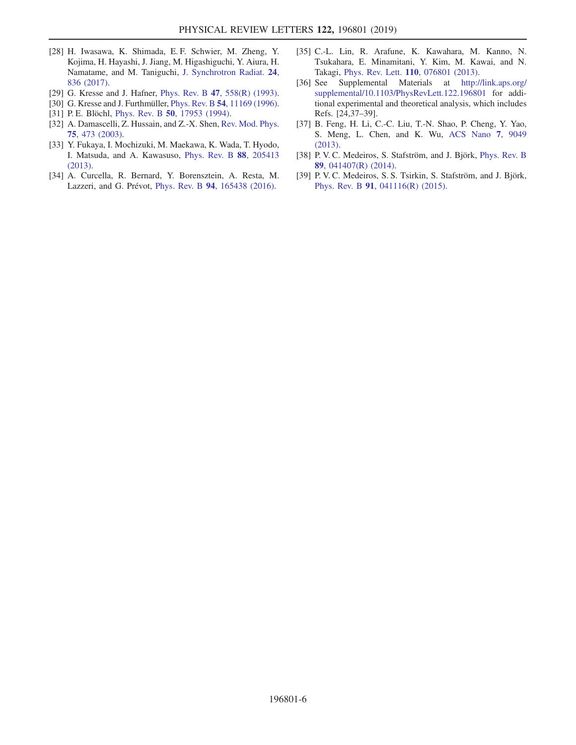[28] H. Iwasawa, K. Shimada, E. F. Schwier, M. Zheng, Y. Kojima, H. Hayashi, J. Jiang, M. Higashiguchi, Y. Aiura, H. Namatame, and M. Taniguchi, J. Synchrotron Radiat. **24**, 836 (2017).

[29] G. Kresse and J. Hafner, Phys. Rev. B **47**, 558(R) (1993).

[30] G. Kresse and J. Furthmüller, Phys. Rev. B **54**, 11169 (1996).

[31] P. E. Blöchl, Phys. Rev. B **50**, 17953 (1994).

[32] A. Damascelli, Z. Hussain, and Z.-X. Shen, Rev. Mod. Phys. **75**, 473 (2003).

[33] Y. Fukaya, I. Mochizuki, M. Maekawa, K. Wada, T. Hyodo, I. Matsuda, and A. Kawasuso, Phys. Rev. B **88**, 205413 (2013).

[34] A. Curcella, R. Bernard, Y. Borensztein, A. Resta, M. Lazzeri, and G. Prévot, Phys. Rev. B **94**, 165438 (2016).

[35] C.-L. Lin, R. Arafune, K. Kawahara, M. Kanno, N. Tsukahara, E. Minamitani, Y. Kim, M. Kawai, and N. Takagi, Phys. Rev. Lett. **110**, 076801 (2013).

[36] See Supplemental Materials at http://link.aps.org/supplemental/10.1103/PhysRevLett.122.196801 for additional experimental and theoretical analysis, which includes Refs. [24,37–39].

[37] B. Feng, H. Li, C.-C. Liu, T.-N. Shao, P. Cheng, Y. Yao, S. Meng, L. Chen, and K. Wu, ACS Nano **7**, 9049 (2013).

[38] P. V. C. Medeiros, S. Stafström, and J. Björk, Phys. Rev. B **89**, 041407(R) (2014).

[39] P. V. C. Medeiros, S. S. Tsirkin, S. Stafström, and J. Björk, Phys. Rev. B **91**, 041116(R) (2015).